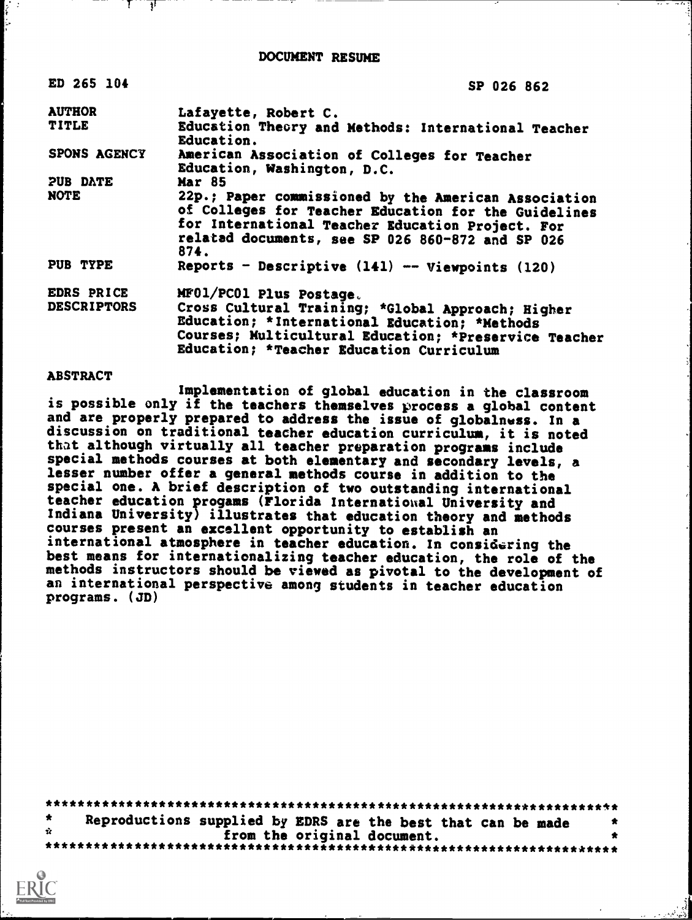# DOCUMENT RESUME

| | |
|---|---|
| ED 265 104 | SP 026 862 |
| AUTHOR | Lafayette, Robert C. |
| TITLE | Education Theory and Methods: International Teacher Education. |
| SPONS AGENCY | American Association of Colleges for Teacher Education, Washington, D.C. |
| PUB DATE | Mar 85 |
| NOTE | 22p.; Paper commissioned by the American Association of Colleges for Teacher Education for the Guidelines for International Teacher Education Project. For related documents, see SP 026 860-872 and SP 026 874. |
| PUB TYPE | Reports - Descriptive (141) -- Viewpoints (120) |
| EDRS PRICE | MF01/PC01 Plus Postage. |
| DESCRIPTORS | Cross Cultural Training; *Global Approach; Higher Education; *International Education; *Methods Courses; Multicultural Education; *Preservice Teacher Education; *Teacher Education Curriculum |

## ABSTRACT

Implementation of global education in the classroom is possible only if the teachers themselves process a global content and are properly prepared to address the issue of globalness. In a discussion on traditional teacher education curriculum, it is noted that although virtually all teacher preparation programs include special methods courses at both elementary and secondary levels, a lesser number offer a general methods course in addition to the special one. A brief description of two outstanding international teacher education progams (Florida International University and Indiana University) illustrates that education theory and methods courses present an excellent opportunity to establish an international atmosphere in teacher education. In considering the best means for internationalizing teacher education, the role of the methods instructors should be viewed as pivotal to the development of an international perspective among students in teacher education programs. (JD)

***********************************************************************
* Reproductions supplied by EDRS are the best that can be made *
* from the original document. *
***********************************************************************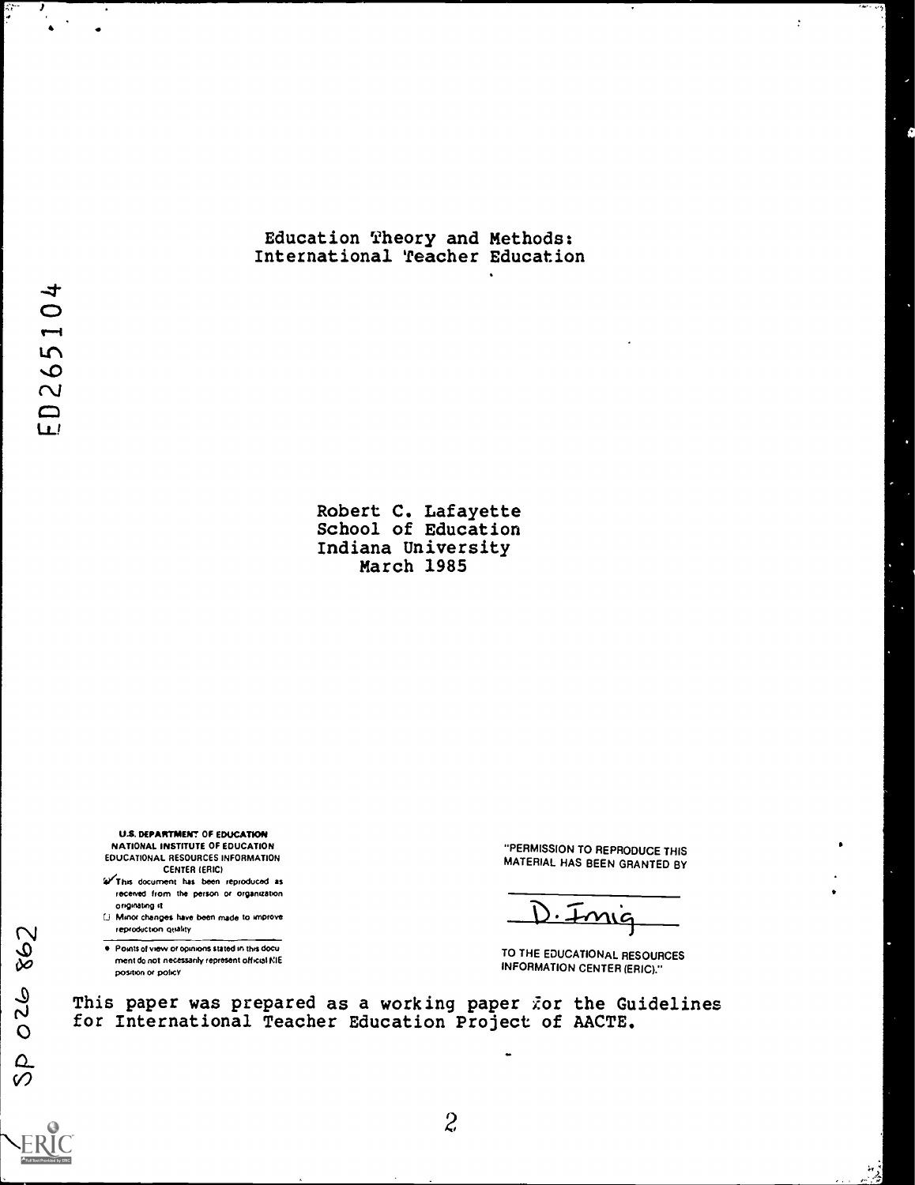# Education Theory and Methods: International Teacher Education

Robert C. Lafayette
School of Education
Indiana University
March 1985

U.S. DEPARTMENT OF EDUCATION
NATIONAL INSTITUTE OF EDUCATION
EDUCATIONAL RESOURCES INFORMATION CENTER (ERIC)

- This document has been reproduced as received from the person or organization originating it.
- Minor changes have been made to improve reproduction quality.
- Points of view or opinions stated in this document do not necessarily represent official NIE position or policy.

"PERMISSION TO REPRODUCE THIS MATERIAL HAS BEEN GRANTED BY

D. Imig

TO THE EDUCATIONAL RESOURCES INFORMATION CENTER (ERIC)."

ED265104

SP 026 862

This paper was prepared as a working paper for the Guidelines for International Teacher Education Project of AACTE.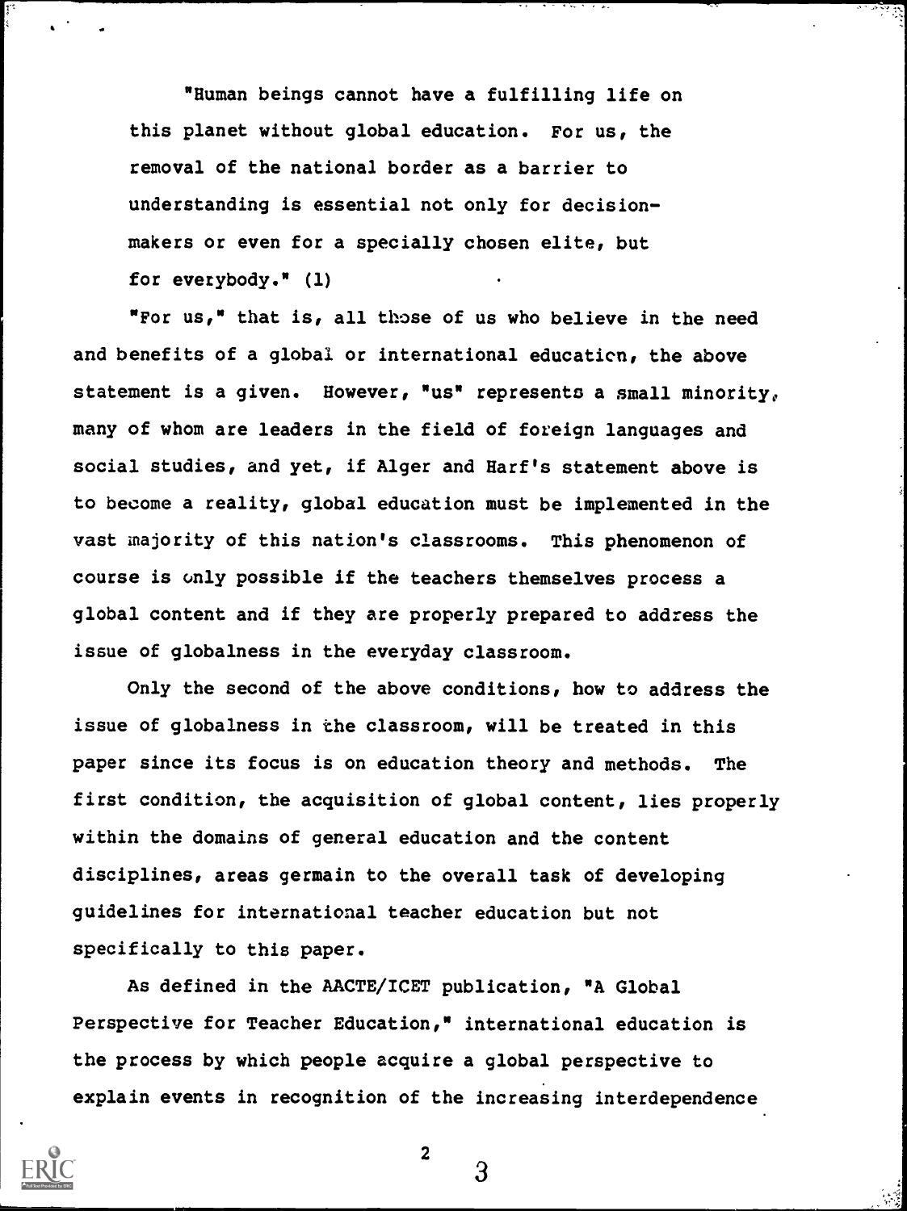"Human beings cannot have a fulfilling life on this planet without global education. For us, the removal of the national border as a barrier to understanding is essential not only for decision-makers or even for a specially chosen elite, but for everybody." (1)

"For us," that is, all those of us who believe in the need and benefits of a global or international education, the above statement is a given. However, "us" represents a small minority, many of whom are leaders in the field of foreign languages and social studies, and yet, if Alger and Harf's statement above is to become a reality, global education must be implemented in the vast majority of this nation's classrooms. This phenomenon of course is only possible if the teachers themselves process a global content and if they are properly prepared to address the issue of globalness in the everyday classroom.

Only the second of the above conditions, how to address the issue of globalness in the classroom, will be treated in this paper since its focus is on education theory and methods. The first condition, the acquisition of global content, lies properly within the domains of general education and the content disciplines, areas germain to the overall task of developing guidelines for international teacher education but not specifically to this paper.

As defined in the AACTE/ICET publication, "A Global Perspective for Teacher Education," international education is the process by which people acquire a global perspective to explain events in recognition of the increasing interdependence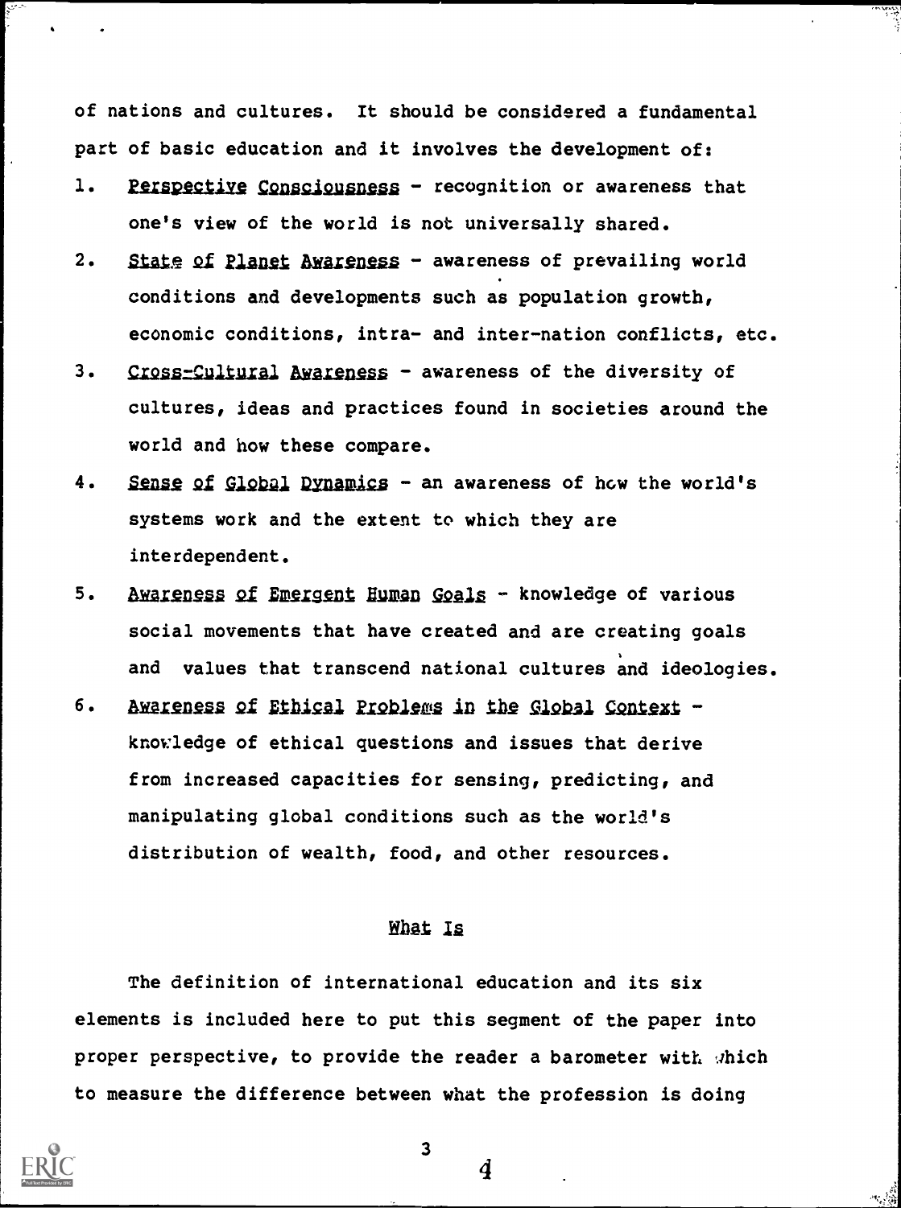of nations and cultures. It should be considered a fundamental part of basic education and it involves the development of:

1. Perspective Consciousness - recognition or awareness that one's view of the world is not universally shared.
2. State of Planet Awareness - awareness of prevailing world conditions and developments such as population growth, economic conditions, intra- and inter-nation conflicts, etc.
3. Cross-Cultural Awareness - awareness of the diversity of cultures, ideas and practices found in societies around the world and how these compare.
4. Sense of Global Dynamics - an awareness of how the world's systems work and the extent to which they are interdependent.
5. Awareness of Emergent Human Goals - knowledge of various social movements that have created and are creating goals and values that transcend national cultures and ideologies.
6. Awareness of Ethical Problems in the Global Context - knowledge of ethical questions and issues that derive from increased capacities for sensing, predicting, and manipulating global conditions such as the world's distribution of wealth, food, and other resources.

## What Is

The definition of international education and its six elements is included here to put this segment of the paper into proper perspective, to provide the reader a barometer with which to measure the difference between what the profession is doing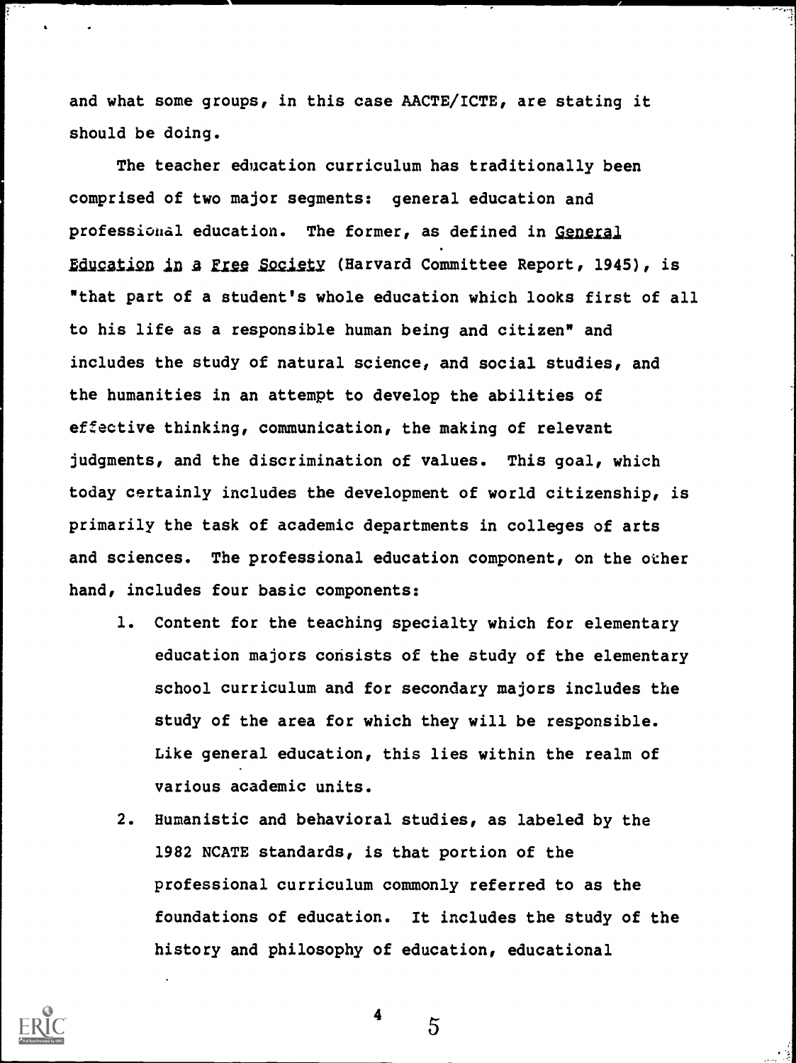and what some groups, in this case AACTE/ICTE, are stating it should be doing.

The teacher education curriculum has traditionally been comprised of two major segments: general education and professional education. The former, as defined in *General Education in a Free Society* (Harvard Committee Report, 1945), is "that part of a student's whole education which looks first of all to his life as a responsible human being and citizen" and includes the study of natural science, and social studies, and the humanities in an attempt to develop the abilities of effective thinking, communication, the making of relevant judgments, and the discrimination of values. This goal, which today certainly includes the development of world citizenship, is primarily the task of academic departments in colleges of arts and sciences. The professional education component, on the other hand, includes four basic components:

1. Content for the teaching specialty which for elementary education majors consists of the study of the elementary school curriculum and for secondary majors includes the study of the area for which they will be responsible. Like general education, this lies within the realm of various academic units.
2. Humanistic and behavioral studies, as labeled by the 1982 NCATE standards, is that portion of the professional curriculum commonly referred to as the foundations of education. It includes the study of the history and philosophy of education, educational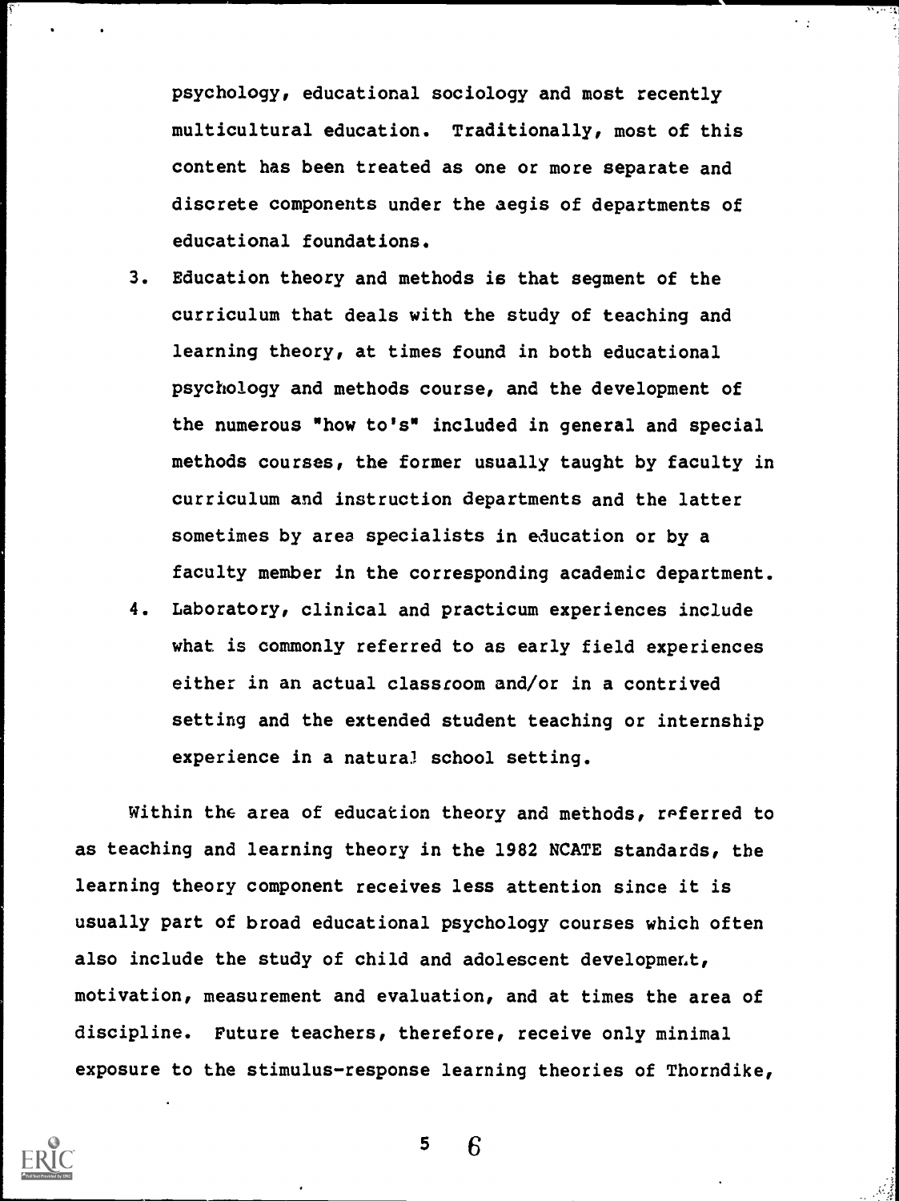psychology, educational sociology and most recently multicultural education. Traditionally, most of this content has been treated as one or more separate and discrete components under the aegis of departments of educational foundations.

3. Education theory and methods is that segment of the curriculum that deals with the study of teaching and learning theory, at times found in both educational psychology and methods course, and the development of the numerous "how to's" included in general and special methods courses, the former usually taught by faculty in curriculum and instruction departments and the latter sometimes by area specialists in education or by a faculty member in the corresponding academic department.
4. Laboratory, clinical and practicum experiences include what is commonly referred to as early field experiences either in an actual classroom and/or in a contrived setting and the extended student teaching or internship experience in a natural school setting.

Within the area of education theory and methods, referred to as teaching and learning theory in the 1982 NCATE standards, the learning theory component receives less attention since it is usually part of broad educational psychology courses which often also include the study of child and adolescent development, motivation, measurement and evaluation, and at times the area of discipline. Future teachers, therefore, receive only minimal exposure to the stimulus-response learning theories of Thorndike,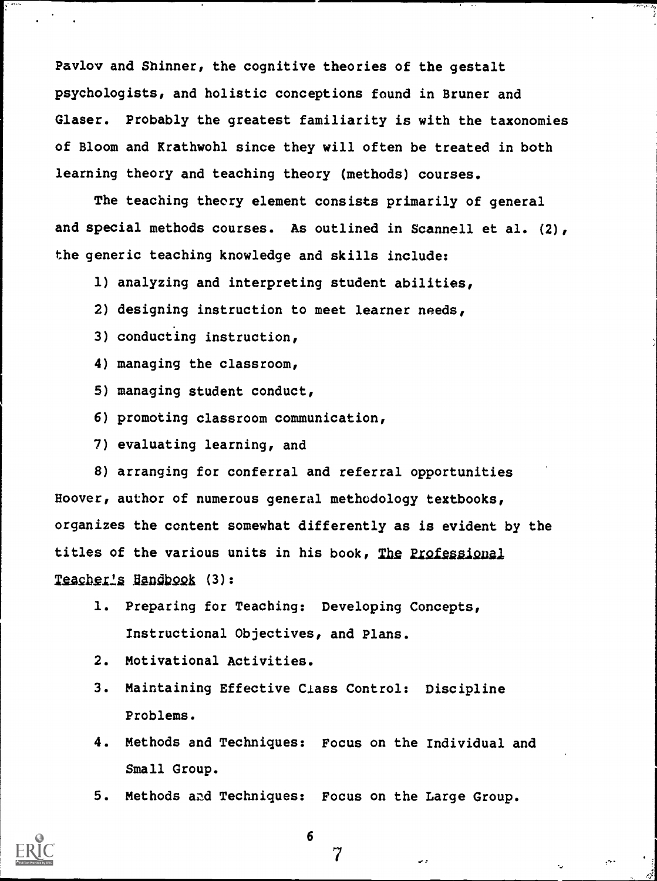Pavlov and Shinner, the cognitive theories of the gestalt psychologists, and holistic conceptions found in Bruner and Glaser. Probably the greatest familiarity is with the taxonomies of Bloom and Krathwohl since they will often be treated in both learning theory and teaching theory (methods) courses.

The teaching theory element consists primarily of general and special methods courses. As outlined in Scannell et al. (2), the generic teaching knowledge and skills include:

1) analyzing and interpreting student abilities,
2) designing instruction to meet learner needs,
3) conducting instruction,
4) managing the classroom,
5) managing student conduct,
6) promoting classroom communication,
7) evaluating learning, and
8) arranging for conferral and referral opportunities

Hoover, author of numerous general methodology textbooks, organizes the content somewhat differently as is evident by the titles of the various units in his book, The Professional Teacher's Handbook (3):

1. Preparing for Teaching: Developing Concepts, Instructional Objectives, and Plans.
2. Motivational Activities.
3. Maintaining Effective Class Control: Discipline Problems.
4. Methods and Techniques: Focus on the Individual and Small Group.
5. Methods and Techniques: Focus on the Large Group.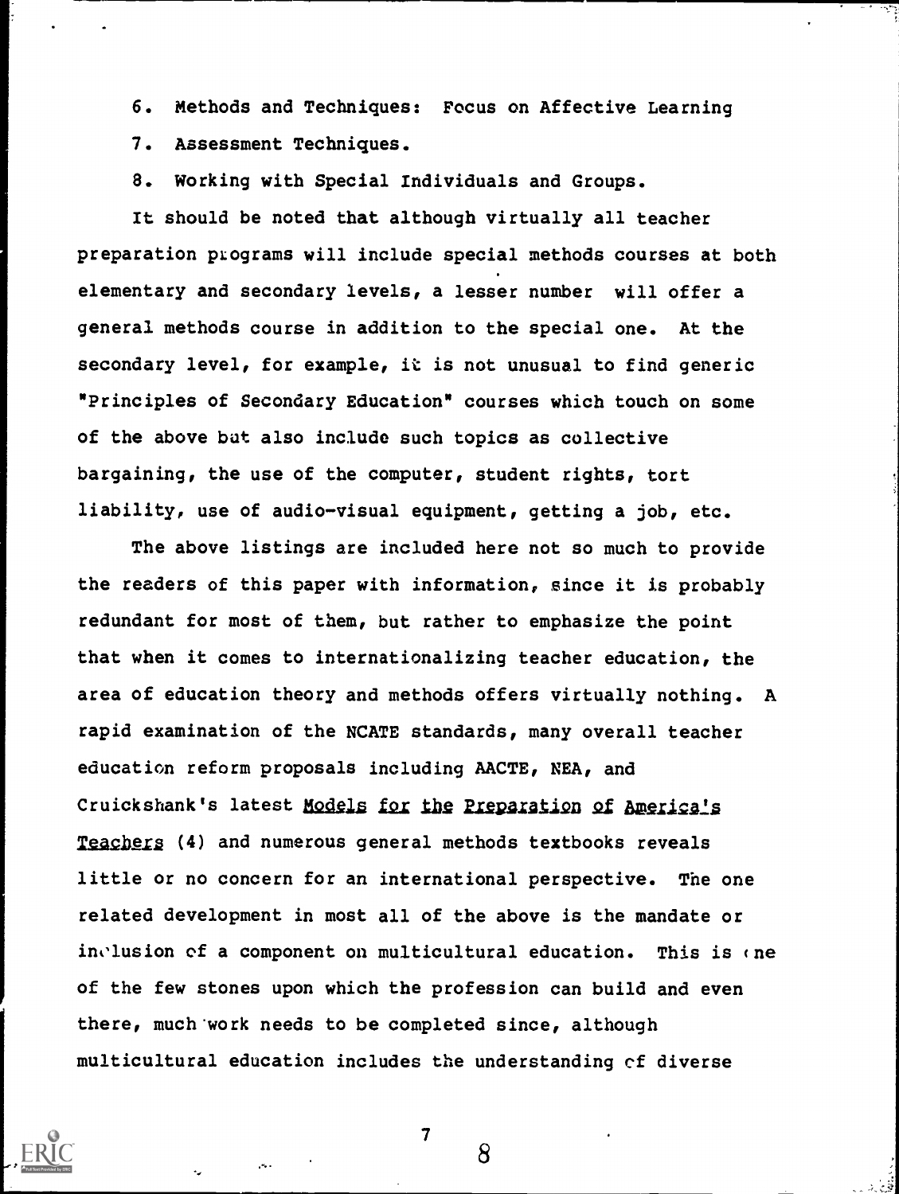6. Methods and Techniques: Focus on Affective Learning
7. Assessment Techniques.
8. Working with Special Individuals and Groups.

It should be noted that although virtually all teacher preparation programs will include special methods courses at both elementary and secondary levels, a lesser number will offer a general methods course in addition to the special one. At the secondary level, for example, it is not unusual to find generic "Principles of Secondary Education" courses which touch on some of the above but also include such topics as collective bargaining, the use of the computer, student rights, tort liability, use of audio-visual equipment, getting a job, etc.

The above listings are included here not so much to provide the readers of this paper with information, since it is probably redundant for most of them, but rather to emphasize the point that when it comes to internationalizing teacher education, the area of education theory and methods offers virtually nothing. A rapid examination of the NCATE standards, many overall teacher education reform proposals including AACTE, NEA, and Cruickshank's latest *Models for the Preparation of America's Teachers* (4) and numerous general methods textbooks reveals little or no concern for an international perspective. The one related development in most all of the above is the mandate or inclusion of a component on multicultural education. This is one of the few stones upon which the profession can build and even there, much work needs to be completed since, although multicultural education includes the understanding of diverse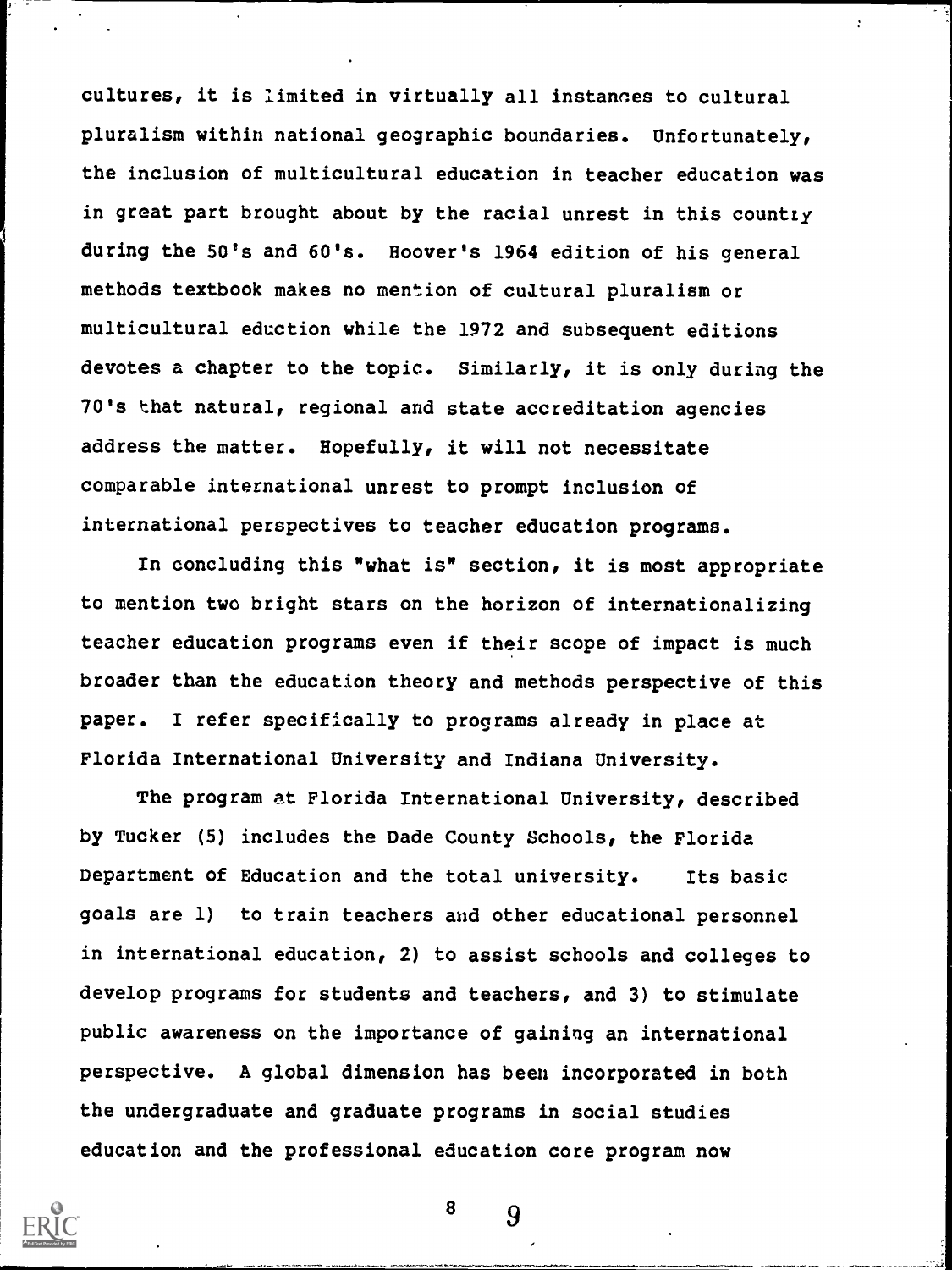cultures, it is limited in virtually all instances to cultural pluralism within national geographic boundaries. Unfortunately, the inclusion of multicultural education in teacher education was in great part brought about by the racial unrest in this country during the 50's and 60's. Hoover's 1964 edition of his general methods textbook makes no mention of cultural pluralism or multicultural educction while the 1972 and subsequent editions devotes a chapter to the topic. Similarly, it is only during the 70's that natural, regional and state accreditation agencies address the matter. Hopefully, it will not necessitate comparable international unrest to prompt inclusion of international perspectives to teacher education programs.

In concluding this "what is" section, it is most appropriate to mention two bright stars on the horizon of internationalizing teacher education programs even if their scope of impact is much broader than the education theory and methods perspective of this paper. I refer specifically to programs already in place at Florida International University and Indiana University.

The program at Florida International University, described by Tucker (5) includes the Dade County Schools, the Florida Department of Education and the total university. Its basic goals are 1) to train teachers and other educational personnel in international education, 2) to assist schools and colleges to develop programs for students and teachers, and 3) to stimulate public awareness on the importance of gaining an international perspective. A global dimension has been incorporated in both the undergraduate and graduate programs in social studies education and the professional education core program now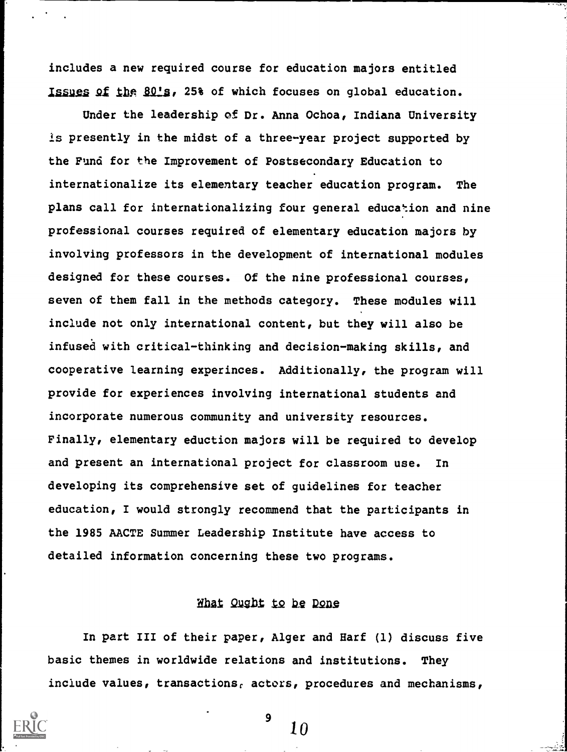includes a new required course for education majors entitled *Issues of the 80's*, 25% of which focuses on global education.

Under the leadership of Dr. Anna Ochoa, Indiana University is presently in the midst of a three-year project supported by the Fund for the Improvement of Postsecondary Education to internationalize its elementary teacher education program. The plans call for internationalizing four general education and nine professional courses required of elementary education majors by involving professors in the development of international modules designed for these courses. Of the nine professional courses, seven of them fall in the methods category. These modules will include not only international content, but they will also be infused with critical-thinking and decision-making skills, and cooperative learning experinces. Additionally, the program will provide for experiences involving international students and incorporate numerous community and university resources. Finally, elementary eduction majors will be required to develop and present an international project for classroom use. In developing its comprehensive set of guidelines for teacher education, I would strongly recommend that the participants in the 1985 AACTE Summer Leadership Institute have access to detailed information concerning these two programs.

## What Ought to be Done

In part III of their paper, Alger and Harf (1) discuss five basic themes in worldwide relations and institutions. They include values, transactions, actors, procedures and mechanisms,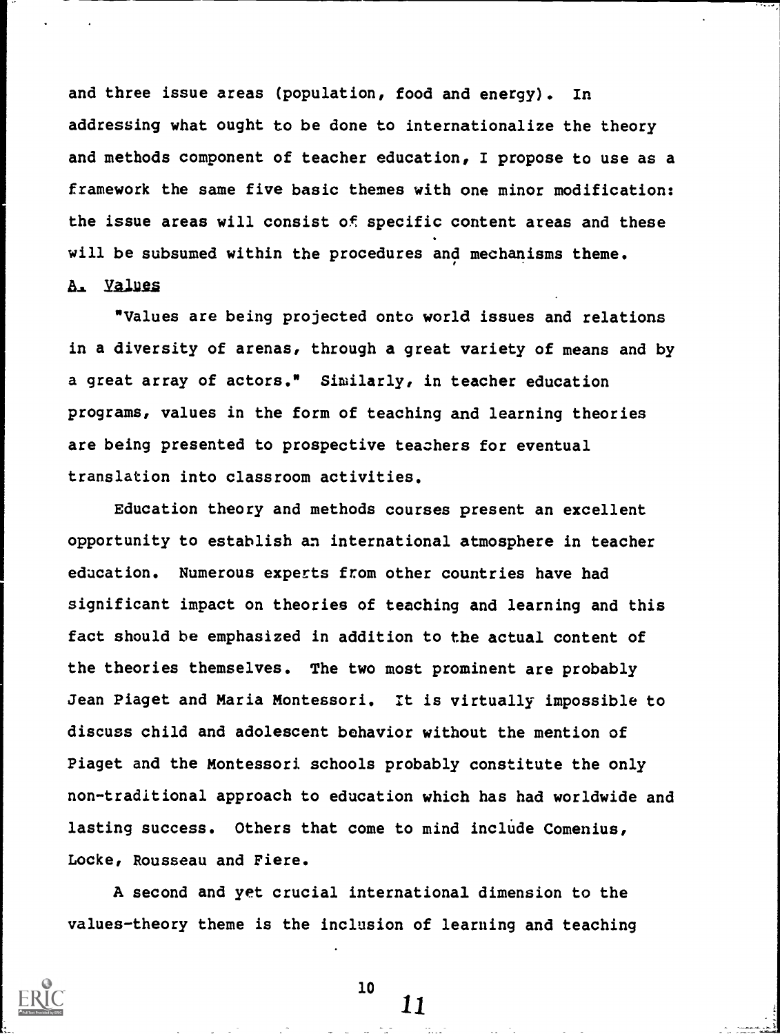and three issue areas (population, food and energy). In addressing what ought to be done to internationalize the theory and methods component of teacher education, I propose to use as a framework the same five basic themes with one minor modification: the issue areas will consist of specific content areas and these will be subsumed within the procedures and mechanisms theme.

### A. Values

"Values are being projected onto world issues and relations in a diversity of arenas, through a great variety of means and by a great array of actors." Similarly, in teacher education programs, values in the form of teaching and learning theories are being presented to prospective teachers for eventual translation into classroom activities.

Education theory and methods courses present an excellent opportunity to establish an international atmosphere in teacher education. Numerous experts from other countries have had significant impact on theories of teaching and learning and this fact should be emphasized in addition to the actual content of the theories themselves. The two most prominent are probably Jean Piaget and Maria Montessori. It is virtually impossible to discuss child and adolescent behavior without the mention of Piaget and the Montessori schools probably constitute the only non-traditional approach to education which has had worldwide and lasting success. Others that come to mind include Comenius, Locke, Rousseau and Fiere.

A second and yet crucial international dimension to the values-theory theme is the inclusion of learning and teaching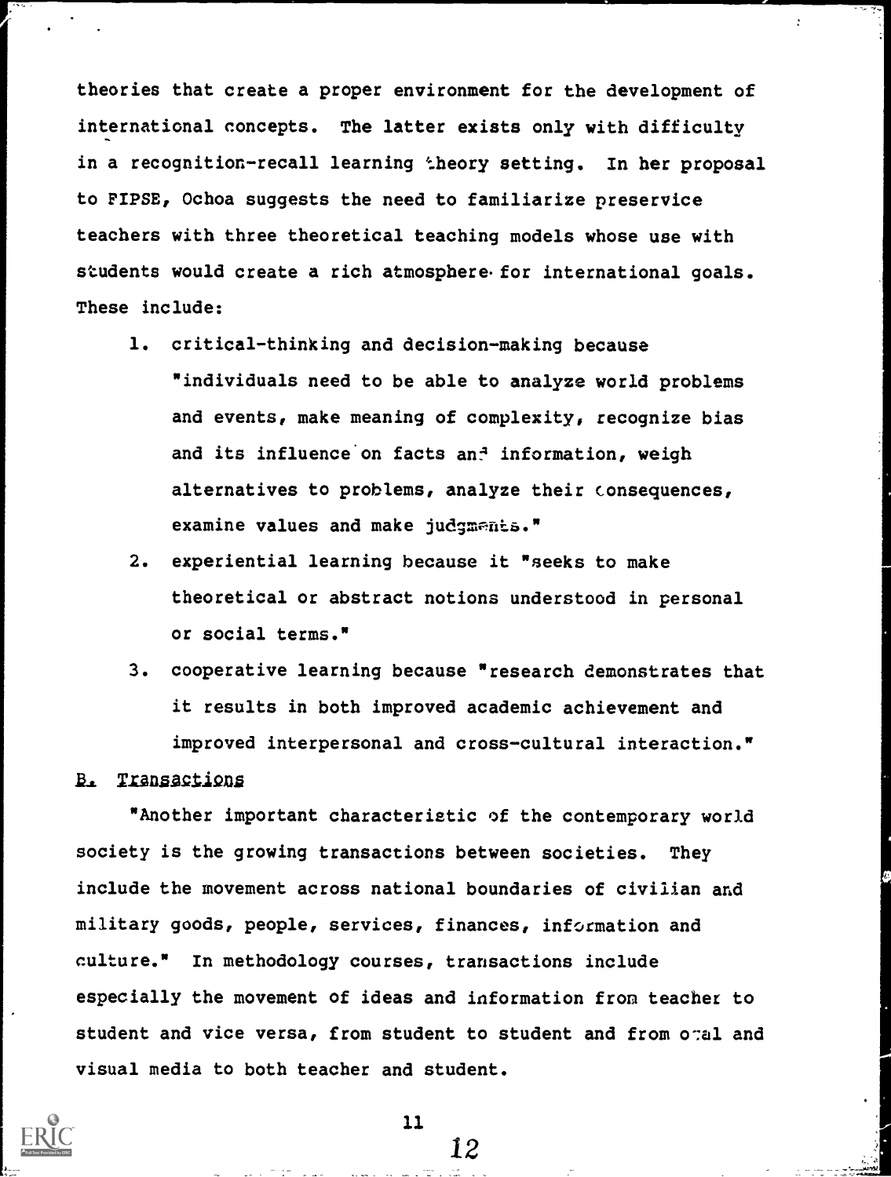theories that create a proper environment for the development of international concepts. The latter exists only with difficulty in a recognition-recall learning theory setting. In her proposal to FIPSE, Ochoa suggests the need to familiarize preservice teachers with three theoretical teaching models whose use with students would create a rich atmosphere for international goals. These include:

1. critical-thinking and decision-making because "individuals need to be able to analyze world problems and events, make meaning of complexity, recognize bias and its influence on facts and information, weigh alternatives to problems, analyze their consequences, examine values and make judgments."
2. experiential learning because it "seeks to make theoretical or abstract notions understood in personal or social terms."
3. cooperative learning because "research demonstrates that it results in both improved academic achievement and improved interpersonal and cross-cultural interaction."

B. Transactions

"Another important characteristic of the contemporary world society is the growing transactions between societies. They include the movement across national boundaries of civilian and military goods, people, services, finances, information and culture." In methodology courses, transactions include especially the movement of ideas and information from teacher to student and vice versa, from student to student and from oral and visual media to both teacher and student.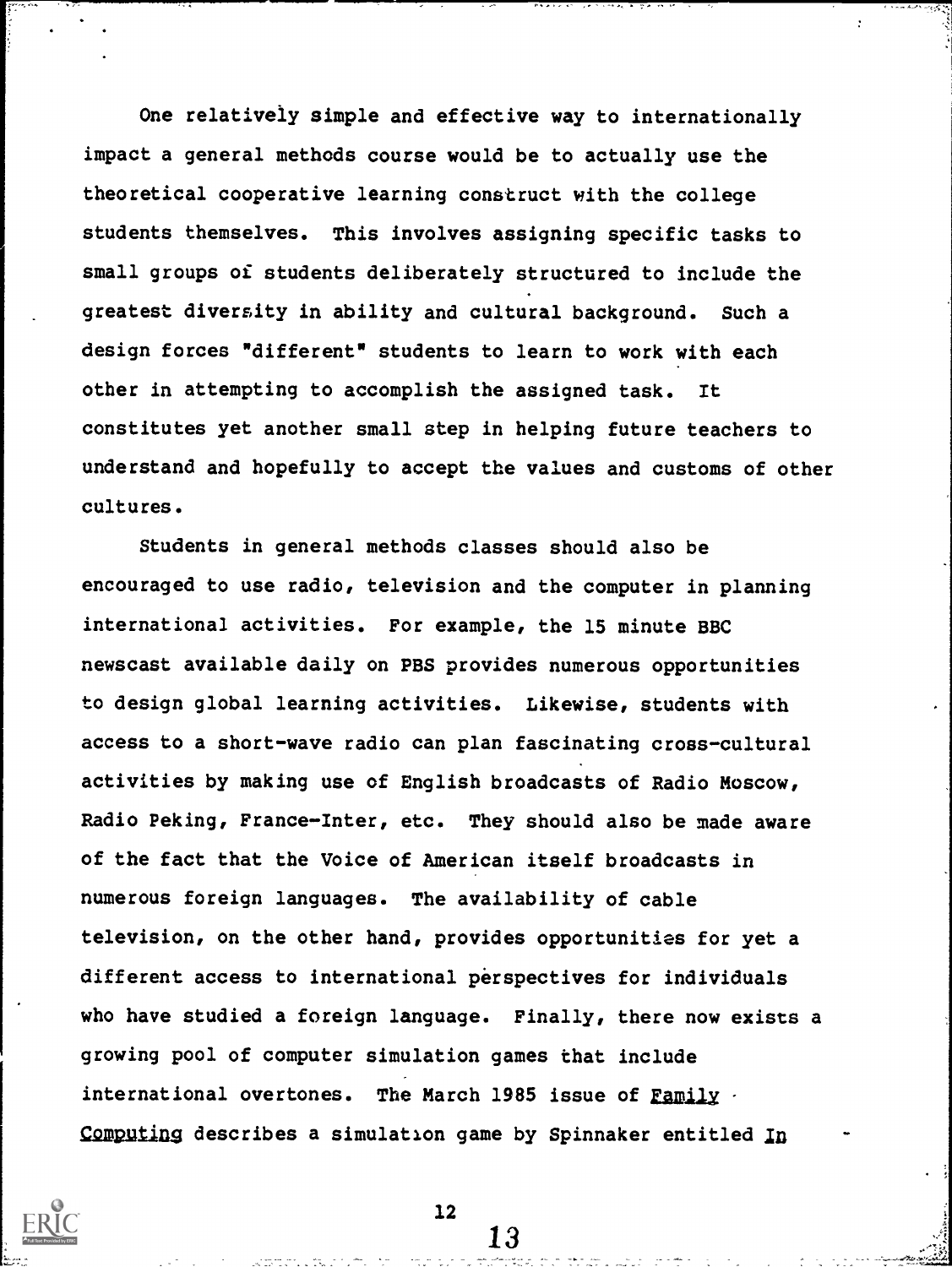One relatively simple and effective way to internationally impact a general methods course would be to actually use the theoretical cooperative learning construct with the college students themselves. This involves assigning specific tasks to small groups of students deliberately structured to include the greatest diversity in ability and cultural background. Such a design forces "different" students to learn to work with each other in attempting to accomplish the assigned task. It constitutes yet another small step in helping future teachers to understand and hopefully to accept the values and customs of other cultures.

Students in general methods classes should also be encouraged to use radio, television and the computer in planning international activities. For example, the 15 minute BBC newscast available daily on PBS provides numerous opportunities to design global learning activities. Likewise, students with access to a short-wave radio can plan fascinating cross-cultural activities by making use of English broadcasts of Radio Moscow, Radio Peking, France-Inter, etc. They should also be made aware of the fact that the Voice of American itself broadcasts in numerous foreign languages. The availability of cable television, on the other hand, provides opportunities for yet a different access to international perspectives for individuals who have studied a foreign language. Finally, there now exists a growing pool of computer simulation games that include international overtones. The March 1985 issue of _Family Computing_ describes a simulation game by Spinnaker entitled _In_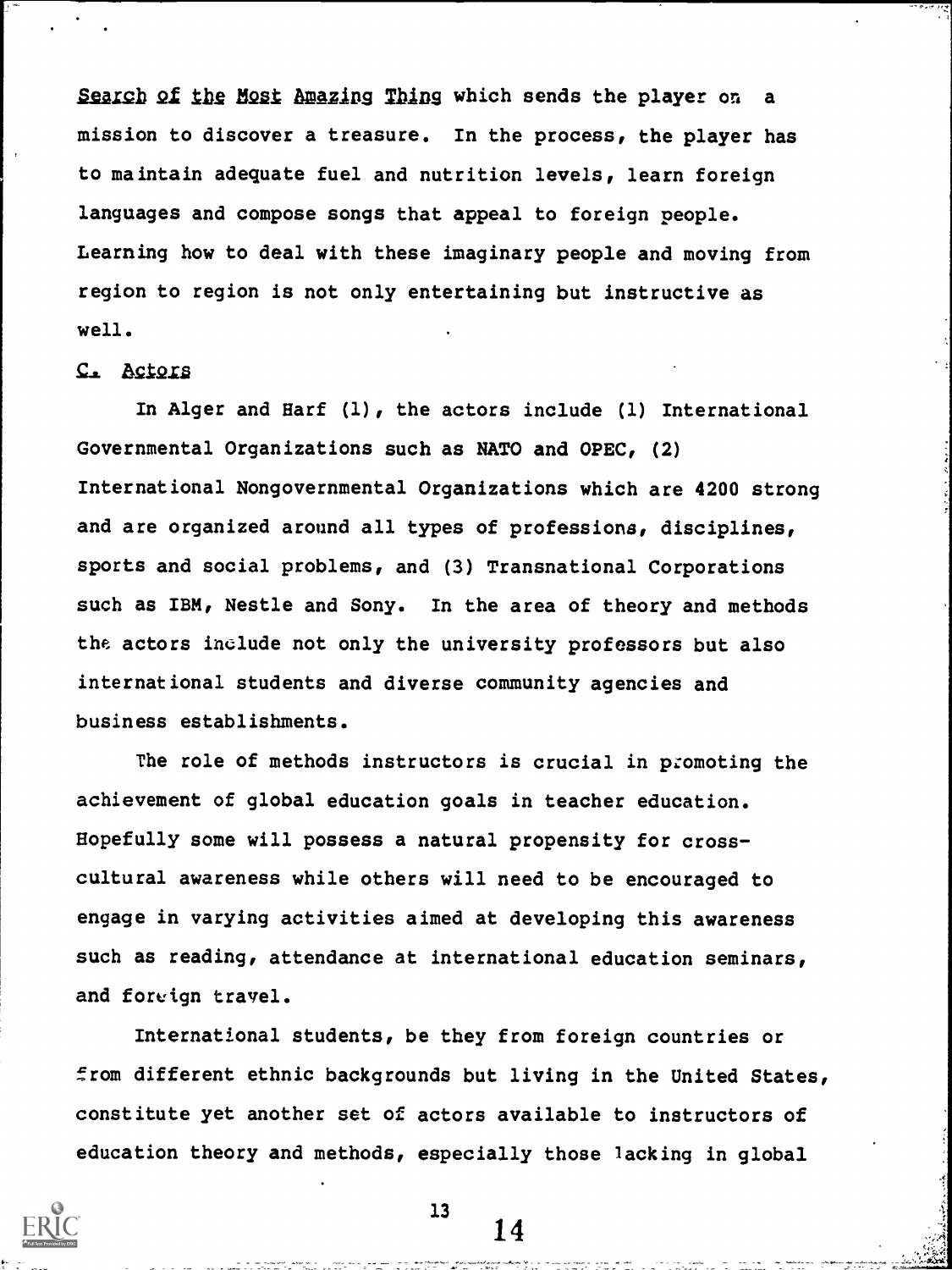*Search of the Most Amazing Thing* which sends the player on a mission to discover a treasure. In the process, the player has to maintain adequate fuel and nutrition levels, learn foreign languages and compose songs that appeal to foreign people. Learning how to deal with these imaginary people and moving from region to region is not only entertaining but instructive as well.

### C. Actors

In Alger and Harf (1), the actors include (1) International Governmental Organizations such as NATO and OPEC, (2) International Nongovernmental Organizations which are 4200 strong and are organized around all types of professions, disciplines, sports and social problems, and (3) Transnational Corporations such as IBM, Nestle and Sony. In the area of theory and methods the actors include not only the university professors but also international students and diverse community agencies and business establishments.

The role of methods instructors is crucial in promoting the achievement of global education goals in teacher education. Hopefully some will possess a natural propensity for cross-cultural awareness while others will need to be encouraged to engage in varying activities aimed at developing this awareness such as reading, attendance at international education seminars, and foreign travel.

International students, be they from foreign countries or from different ethnic backgrounds but living in the United States, constitute yet another set of actors available to instructors of education theory and methods, especially those lacking in global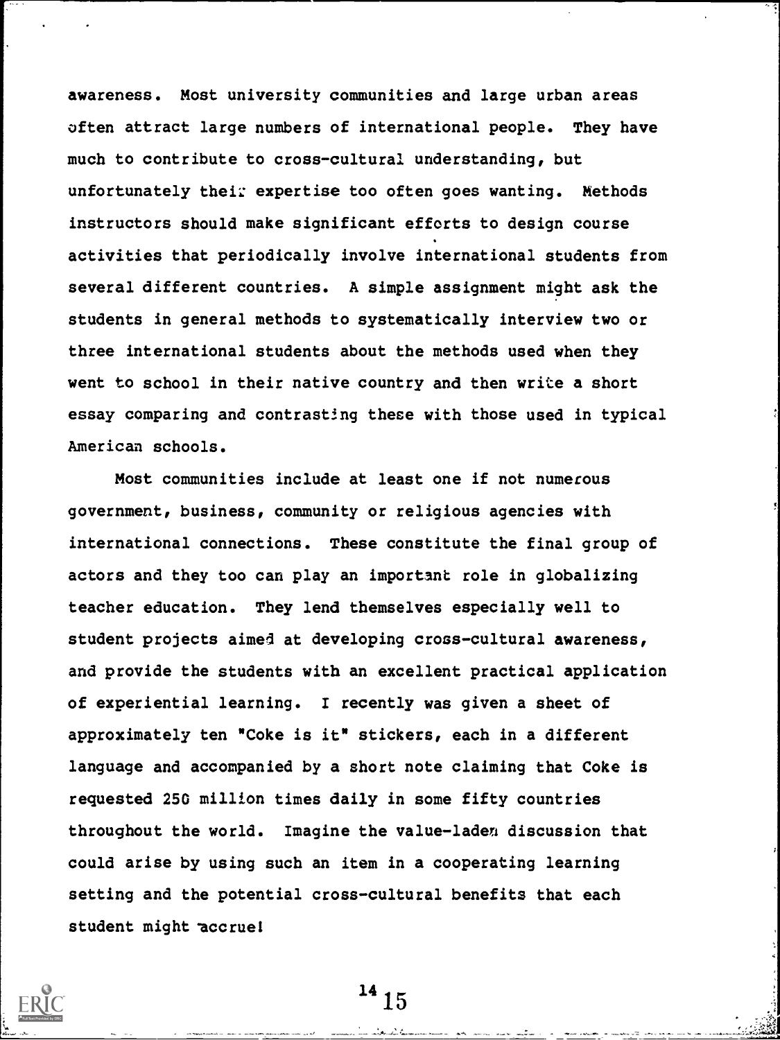awareness. Most university communities and large urban areas often attract large numbers of international people. They have much to contribute to cross-cultural understanding, but unfortunately their expertise too often goes wanting. Methods instructors should make significant efforts to design course activities that periodically involve international students from several different countries. A simple assignment might ask the students in general methods to systematically interview two or three international students about the methods used when they went to school in their native country and then write a short essay comparing and contrasting these with those used in typical American schools.

Most communities include at least one if not numerous government, business, community or religious agencies with international connections. These constitute the final group of actors and they too can play an important role in globalizing teacher education. They lend themselves especially well to student projects aimed at developing cross-cultural awareness, and provide the students with an excellent practical application of experiential learning. I recently was given a sheet of approximately ten "Coke is it" stickers, each in a different language and accompanied by a short note claiming that Coke is requested 250 million times daily in some fifty countries throughout the world. Imagine the value-laden discussion that could arise by using such an item in a cooperating learning setting and the potential cross-cultural benefits that each student might accrue!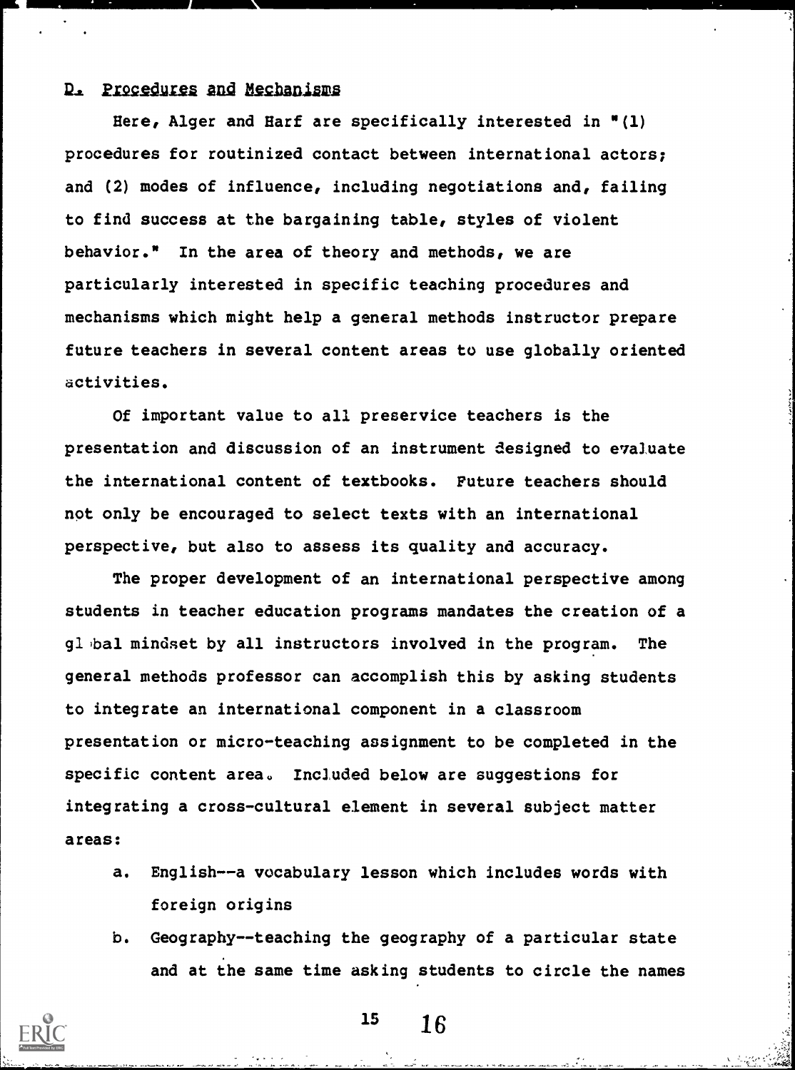## D. Procedures and Mechanisms

Here, Alger and Harf are specifically interested in "(1) procedures for routinized contact between international actors; and (2) modes of influence, including negotiations and, failing to find success at the bargaining table, styles of violent behavior." In the area of theory and methods, we are particularly interested in specific teaching procedures and mechanisms which might help a general methods instructor prepare future teachers in several content areas to use globally oriented activities.

Of important value to all preservice teachers is the presentation and discussion of an instrument designed to evaluate the international content of textbooks. Future teachers should not only be encouraged to select texts with an international perspective, but also to assess its quality and accuracy.

The proper development of an international perspective among students in teacher education programs mandates the creation of a global mindset by all instructors involved in the program. The general methods professor can accomplish this by asking students to integrate an international component in a classroom presentation or micro-teaching assignment to be completed in the specific content area. Included below are suggestions for integrating a cross-cultural element in several subject matter areas:

a. English--a vocabulary lesson which includes words with foreign origins

b. Geography--teaching the geography of a particular state and at the same time asking students to circle the names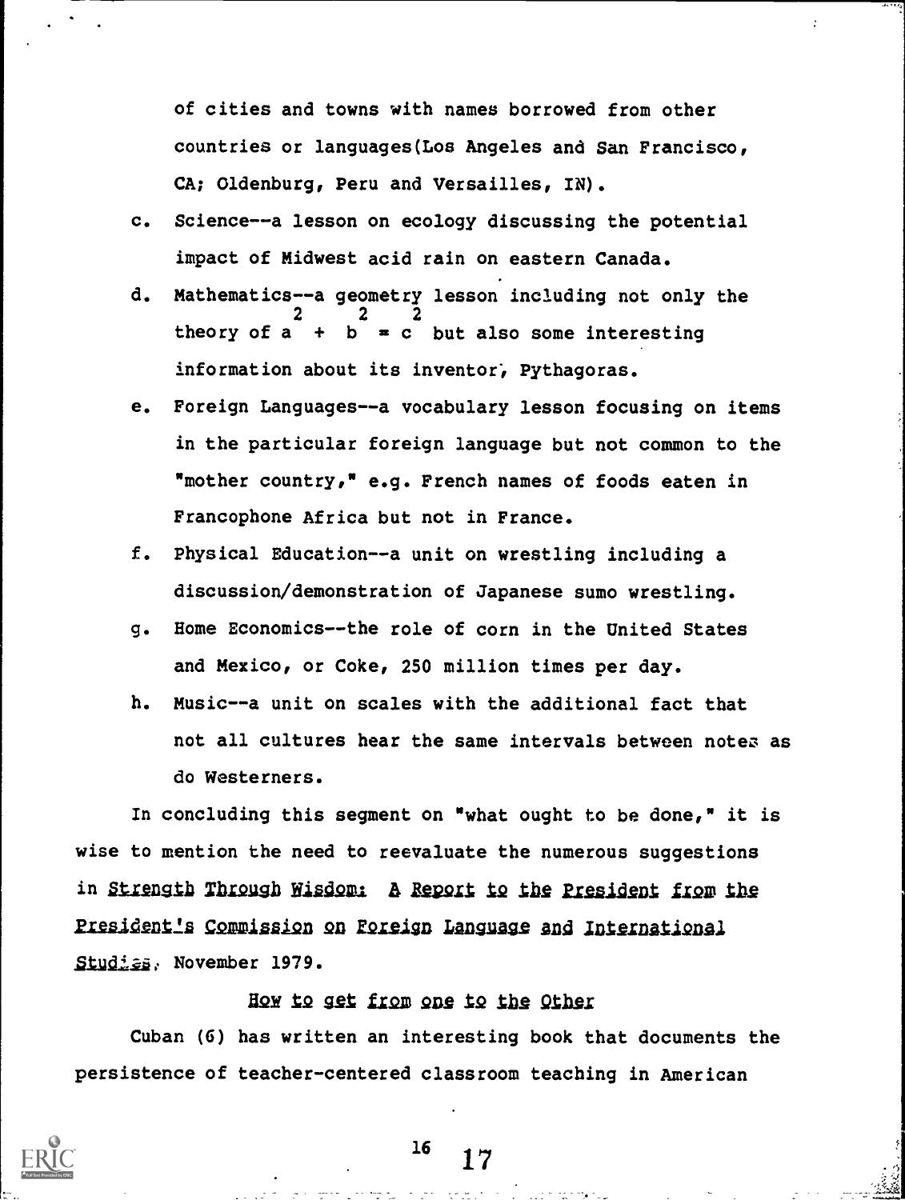of cities and towns with names borrowed from other countries or languages(Los Angeles and San Francisco, CA; Oldenburg, Peru and Versailles, IN).

c. Science--a lesson on ecology discussing the potential impact of Midwest acid rain on eastern Canada.

d. Mathematics--a geometry lesson including not only the theory of $a^2 + b^2 = c^2$ but also some interesting information about its inventor, Pythagoras.

e. Foreign Languages--a vocabulary lesson focusing on items in the particular foreign language but not common to the "mother country," e.g. French names of foods eaten in Francophone Africa but not in France.

f. Physical Education--a unit on wrestling including a discussion/demonstration of Japanese sumo wrestling.

g. Home Economics--the role of corn in the United States and Mexico, or Coke, 250 million times per day.

h. Music--a unit on scales with the additional fact that not all cultures hear the same intervals between notes as do Westerners.

In concluding this segment on "what ought to be done," it is wise to mention the need to reevaluate the numerous suggestions in Strength Through Wisdom: A Report to the President from the President's Commission on Foreign Language and International Studies, November 1979.

## How to get from one to the Other

Cuban (6) has written an interesting book that documents the persistence of teacher-centered classroom teaching in American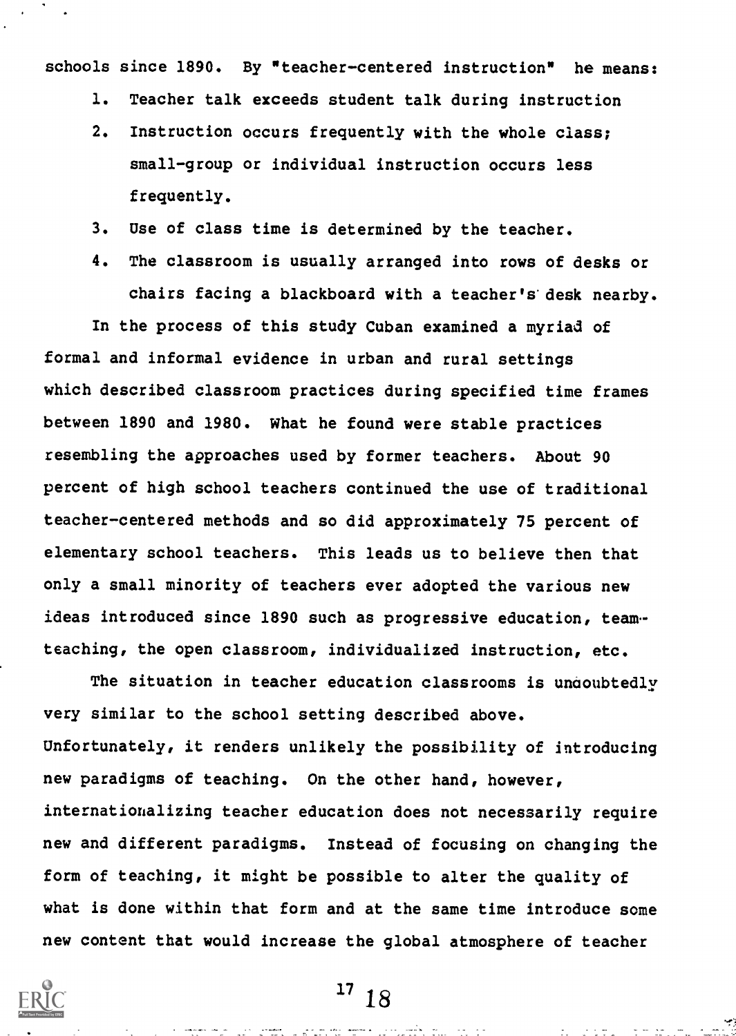schools since 1890. By "teacher-centered instruction" he means:

1. Teacher talk exceeds student talk during instruction
2. Instruction occurs frequently with the whole class; small-group or individual instruction occurs less frequently.
3. Use of class time is determined by the teacher.
4. The classroom is usually arranged into rows of desks or chairs facing a blackboard with a teacher's desk nearby.

In the process of this study Cuban examined a myriad of formal and informal evidence in urban and rural settings which described classroom practices during specified time frames between 1890 and 1980. What he found were stable practices resembling the approaches used by former teachers. About 90 percent of high school teachers continued the use of traditional teacher-centered methods and so did approximately 75 percent of elementary school teachers. This leads us to believe then that only a small minority of teachers ever adopted the various new ideas introduced since 1890 such as progressive education, team-teaching, the open classroom, individualized instruction, etc.

The situation in teacher education classrooms is undoubtedly very similar to the school setting described above. Unfortunately, it renders unlikely the possibility of introducing new paradigms of teaching. On the other hand, however, internationalizing teacher education does not necessarily require new and different paradigms. Instead of focusing on changing the form of teaching, it might be possible to alter the quality of what is done within that form and at the same time introduce some new content that would increase the global atmosphere of teacher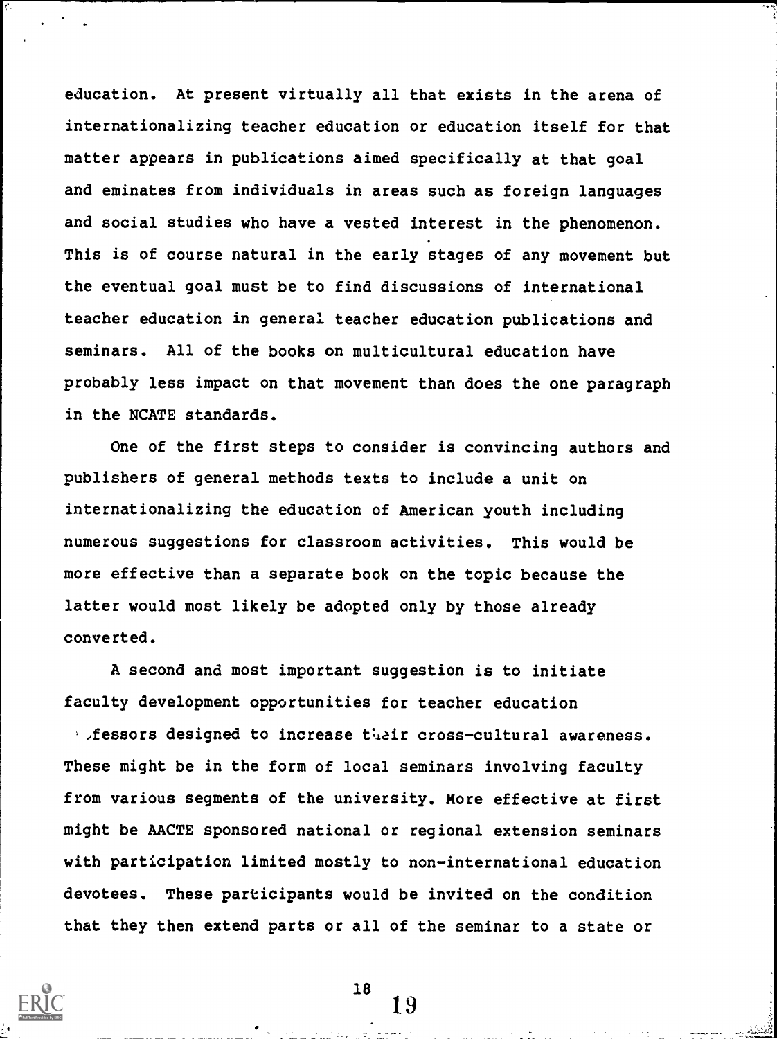education. At present virtually all that exists in the arena of internationalizing teacher education or education itself for that matter appears in publications aimed specifically at that goal and eminates from individuals in areas such as foreign languages and social studies who have a vested interest in the phenomenon. This is of course natural in the early stages of any movement but the eventual goal must be to find discussions of international teacher education in general teacher education publications and seminars. All of the books on multicultural education have probably less impact on that movement than does the one paragraph in the NCATE standards.

One of the first steps to consider is convincing authors and publishers of general methods texts to include a unit on internationalizing the education of American youth including numerous suggestions for classroom activities. This would be more effective than a separate book on the topic because the latter would most likely be adopted only by those already converted.

A second and most important suggestion is to initiate faculty development opportunities for teacher education professors designed to increase their cross-cultural awareness. These might be in the form of local seminars involving faculty from various segments of the university. More effective at first might be AACTE sponsored national or regional extension seminars with participation limited mostly to non-international education devotees. These participants would be invited on the condition that they then extend parts or all of the seminar to a state or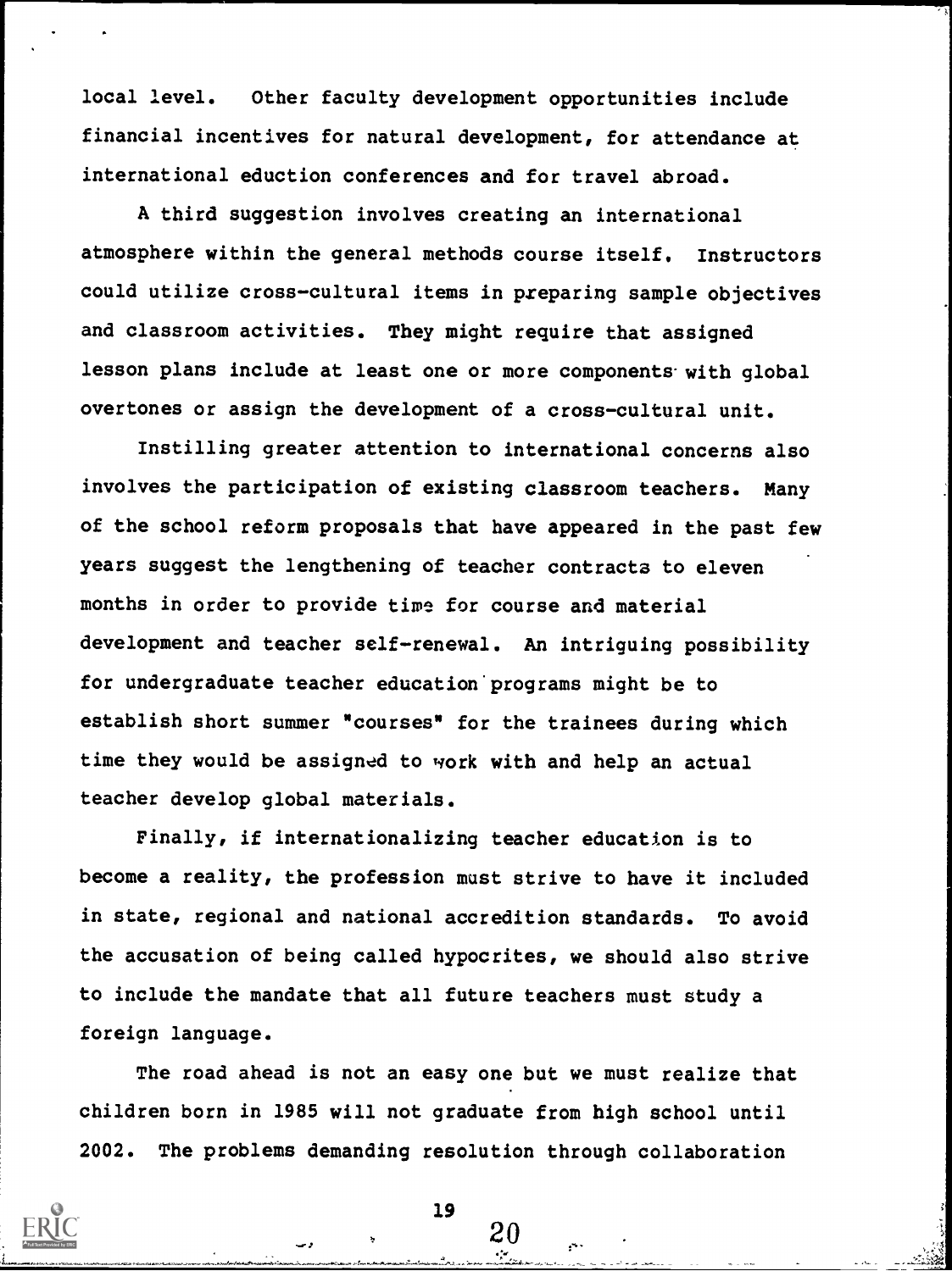local level. Other faculty development opportunities include financial incentives for natural development, for attendance at international eduction conferences and for travel abroad.

A third suggestion involves creating an international atmosphere within the general methods course itself. Instructors could utilize cross-cultural items in preparing sample objectives and classroom activities. They might require that assigned lesson plans include at least one or more components with global overtones or assign the development of a cross-cultural unit.

Instilling greater attention to international concerns also involves the participation of existing classroom teachers. Many of the school reform proposals that have appeared in the past few years suggest the lengthening of teacher contracts to eleven months in order to provide time for course and material development and teacher self-renewal. An intriguing possibility for undergraduate teacher education programs might be to establish short summer "courses" for the trainees during which time they would be assigned to work with and help an actual teacher develop global materials.

Finally, if internationalizing teacher education is to become a reality, the profession must strive to have it included in state, regional and national accredition standards. To avoid the accusation of being called hypocrites, we should also strive to include the mandate that all future teachers must study a foreign language.

The road ahead is not an easy one but we must realize that children born in 1985 will not graduate from high school until 2002. The problems demanding resolution through collaboration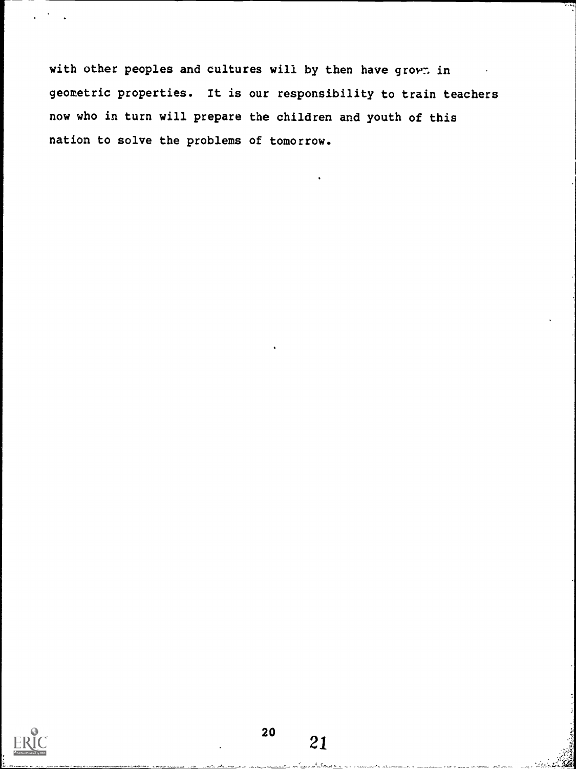with other peoples and cultures will by then have grown in geometric properties. It is our responsibility to train teachers now who in turn will prepare the children and youth of this nation to solve the problems of tomorrow.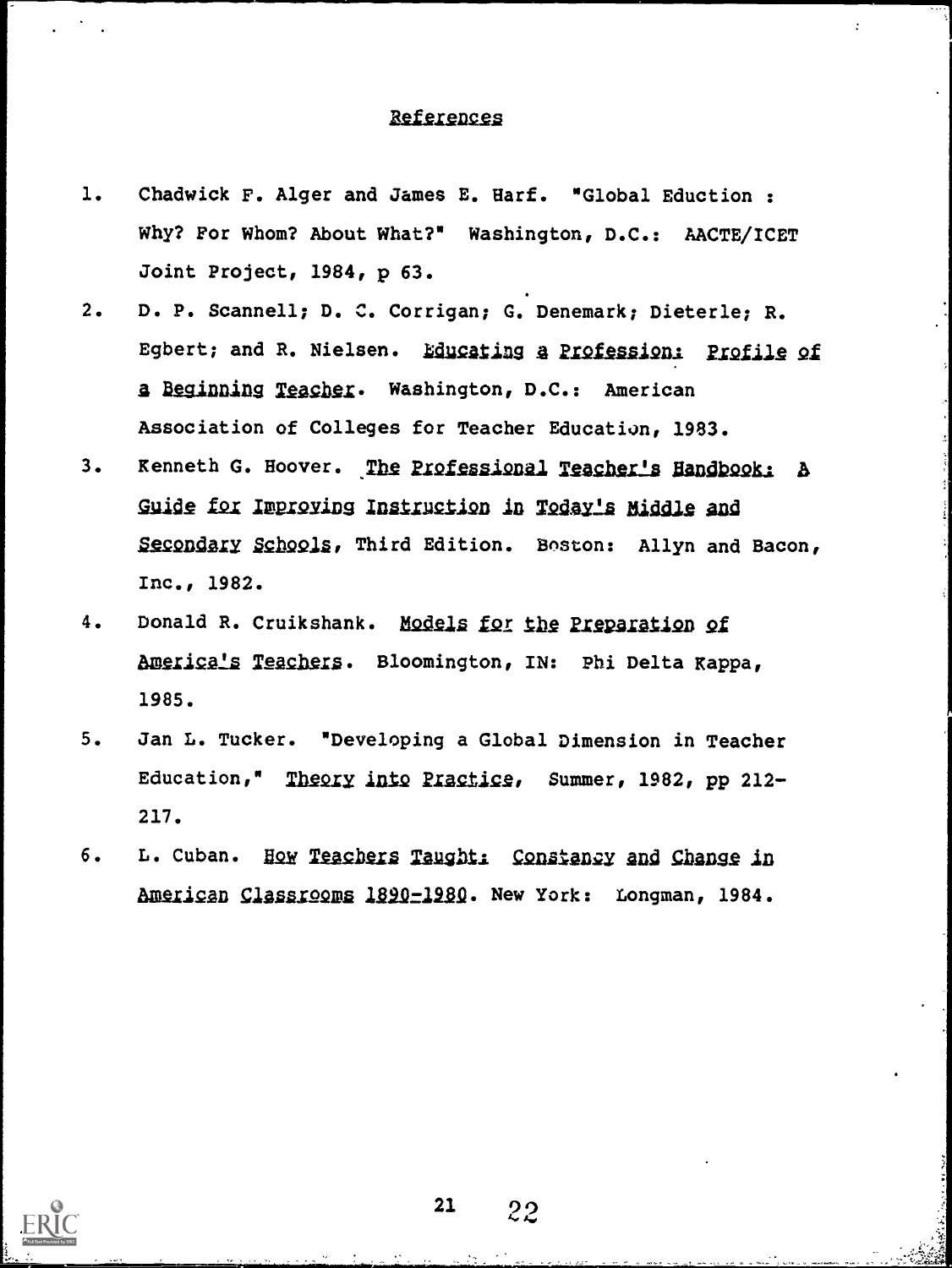## References

1. Chadwick F. Alger and James E. Harf. "Global Eduction : Why? For Whom? About What?" Washington, D.C.: AACTE/ICET Joint Project, 1984, p 63.

2. D. P. Scannell; D. C. Corrigan; G. Denemark; Dieterle; R. Egbert; and R. Nielsen. *Educating a Profession: Profile of a Beginning Teacher*. Washington, D.C.: American Association of Colleges for Teacher Education, 1983.

3. Kenneth G. Hoover. *The Professional Teacher's Handbook: A Guide for Improving Instruction in Today's Middle and Secondary Schools*, Third Edition. Boston: Allyn and Bacon, Inc., 1982.

4. Donald R. Cruikshank. *Models for the Preparation of America's Teachers*. Bloomington, IN: Phi Delta Kappa, 1985.

5. Jan L. Tucker. "Developing a Global Dimension in Teacher Education," *Theory into Practice*, Summer, 1982, pp 212-217.

6. L. Cuban. *How Teachers Taught: Constancy and Change in American Classrooms 1890-1980*. New York: Longman, 1984.